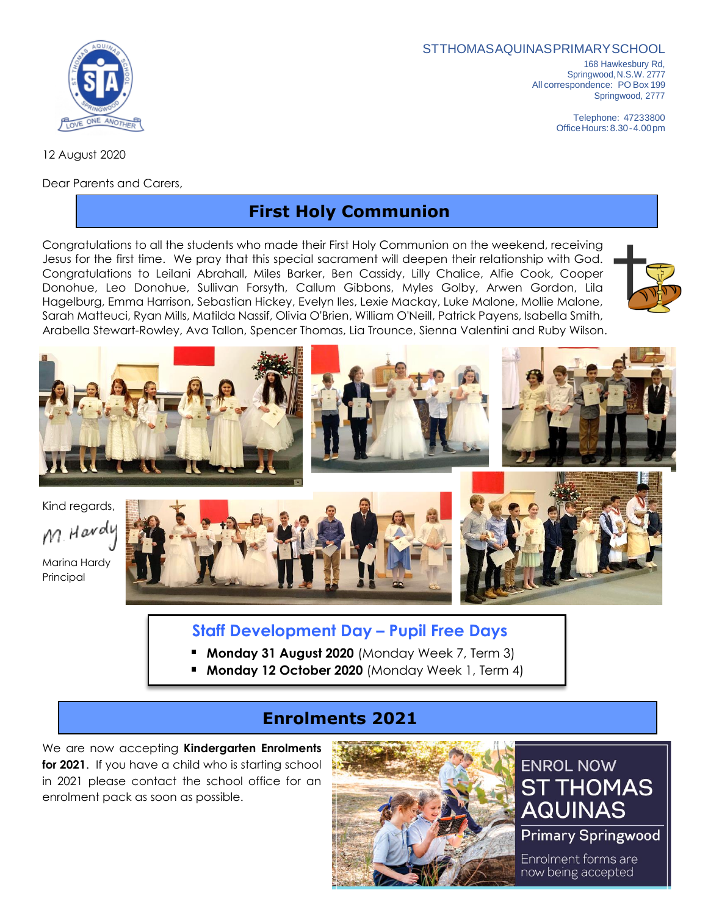ST THOMAS AQUINAS PRIMARY SCHOOL

168 Hawkesbury Rd,
Springwood, N.S.W. 2777
All correspondence: PO Box 199
Springwood, 2777

Telephone: 47233800
Office Hours: 8.30 - 4.00 pm

12 August 2020

Dear Parents and Carers,

## First Holy Communion

Congratulations to all the students who made their First Holy Communion on the weekend, receiving Jesus for the first time. We pray that this special sacrament will deepen their relationship with God. Congratulations to Leilani Abrahall, Miles Barker, Ben Cassidy, Lilly Chalice, Alfie Cook, Cooper Donohue, Leo Donohue, Sullivan Forsyth, Callum Gibbons, Myles Golby, Arwen Gordon, Lila Hagelburg, Emma Harrison, Sebastian Hickey, Evelyn Iles, Lexie Mackay, Luke Malone, Mollie Malone, Sarah Matteuci, Ryan Mills, Matilda Nassif, Olivia O'Brien, William O'Neill, Patrick Payens, Isabella Smith, Arabella Stewart-Rowley, Ava Tallon, Spencer Thomas, Lia Trounce, Sienna Valentini and Ruby Wilson.

Kind regards,

M. Hardy

Marina Hardy
Principal

### Staff Development Day – Pupil Free Days

- **Monday 31 August 2020** (Monday Week 7, Term 3)
- **Monday 12 October 2020** (Monday Week 1, Term 4)

## Enrolments 2021

We are now accepting **Kindergarten Enrolments for 2021**. If you have a child who is starting school in 2021 please contact the school office for an enrolment pack as soon as possible.

ENROL NOW
ST THOMAS AQUINAS
Primary Springwood
Enrolment forms are now being accepted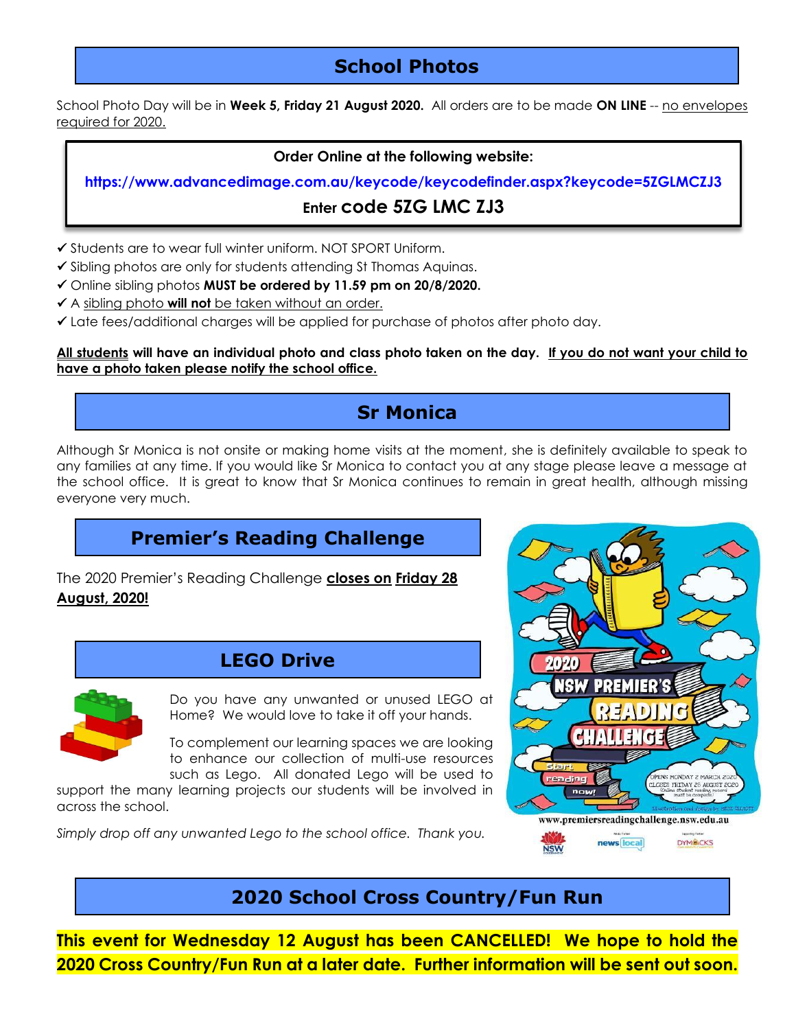## School Photos

School Photo Day will be in **Week 5, Friday 21 August 2020.** All orders are to be made **ON LINE** -- no envelopes required for 2020.

**Order Online at the following website:**

**https://www.advancedimage.com.au/keycode/keycodefinder.aspx?keycode=5ZGLMCZJ3**

**Enter code 5ZG LMC ZJ3**

- ✓ Students are to wear full winter uniform. NOT SPORT Uniform.
- ✓ Sibling photos are only for students attending St Thomas Aquinas.
- ✓ Online sibling photos **MUST be ordered by 11.59 pm on 20/8/2020.**
- ✓ A sibling photo **will not** be taken without an order.
- ✓ Late fees/additional charges will be applied for purchase of photos after photo day.

**All students will have an individual photo and class photo taken on the day. If you do not want your child to have a photo taken please notify the school office.**

## Sr Monica

Although Sr Monica is not onsite or making home visits at the moment, she is definitely available to speak to any families at any time. If you would like Sr Monica to contact you at any stage please leave a message at the school office. It is great to know that Sr Monica continues to remain in great health, although missing everyone very much.

## Premier's Reading Challenge

The 2020 Premier's Reading Challenge **closes on Friday 28 August, 2020!**

## LEGO Drive

Do you have any unwanted or unused LEGO at Home? We would love to take it off your hands.

To complement our learning spaces we are looking to enhance our collection of multi-use resources such as Lego. All donated Lego will be used to support the many learning projects our students will be involved in across the school.

*Simply drop off any unwanted Lego to the school office. Thank you.*

## 2020 School Cross Country/Fun Run

**This event for Wednesday 12 August has been CANCELLED! We hope to hold the 2020 Cross Country/Fun Run at a later date. Further information will be sent out soon.**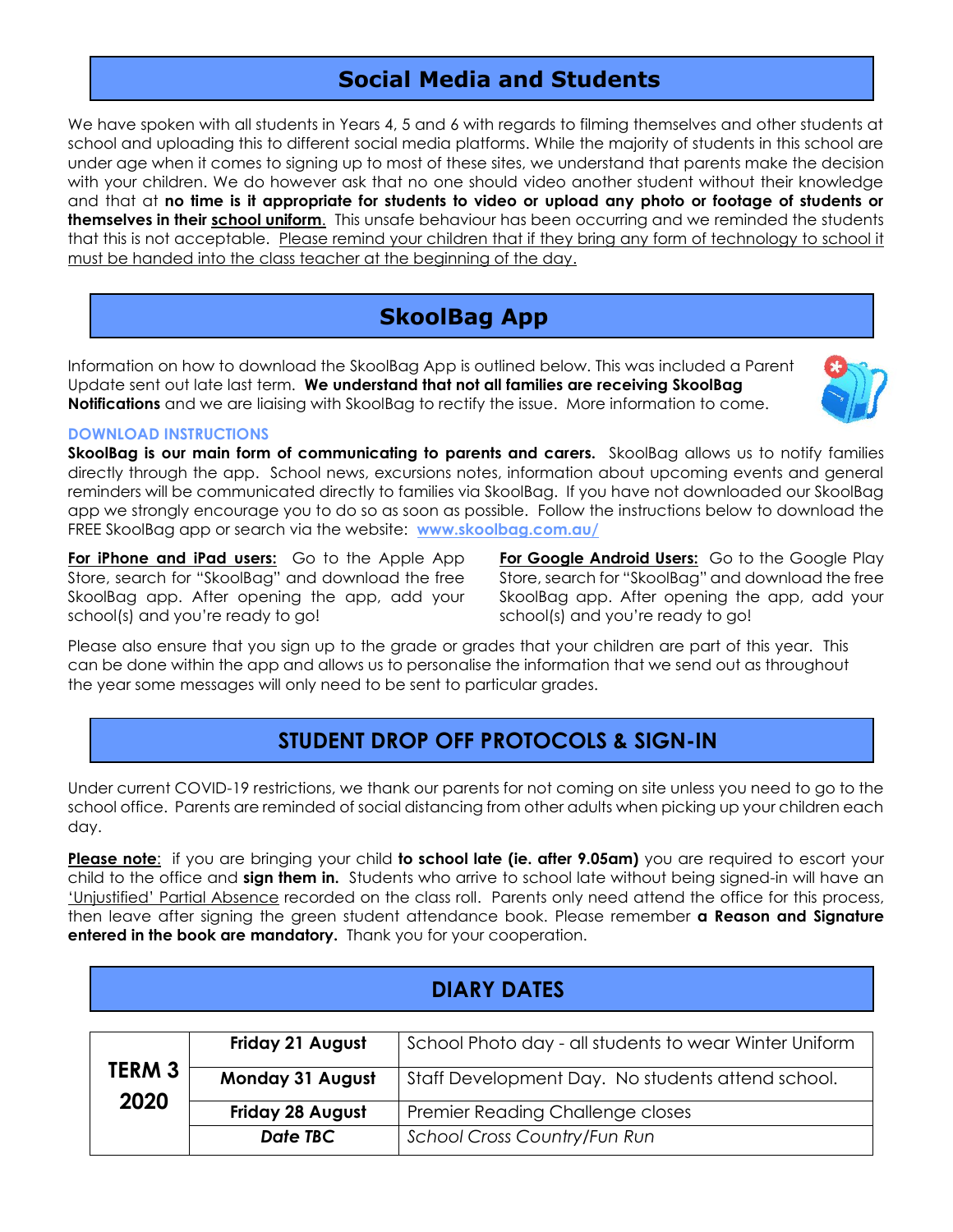## Social Media and Students

We have spoken with all students in Years 4, 5 and 6 with regards to filming themselves and other students at school and uploading this to different social media platforms. While the majority of students in this school are under age when it comes to signing up to most of these sites, we understand that parents make the decision with your children. We do however ask that no one should video another student without their knowledge and that at **no time is it appropriate for students to video or upload any photo or footage of students or themselves in their school uniform.** This unsafe behaviour has been occurring and we reminded the students that this is not acceptable. Please remind your children that if they bring any form of technology to school it must be handed into the class teacher at the beginning of the day.

## SkoolBag App

Information on how to download the SkoolBag App is outlined below. This was included a Parent Update sent out late last term. **We understand that not all families are receiving SkoolBag Notifications** and we are liaising with SkoolBag to rectify the issue. More information to come.

### DOWNLOAD INSTRUCTIONS

**SkoolBag is our main form of communicating to parents and carers.** SkoolBag allows us to notify families directly through the app. School news, excursions notes, information about upcoming events and general reminders will be communicated directly to families via SkoolBag. If you have not downloaded our SkoolBag app we strongly encourage you to do so as soon as possible. Follow the instructions below to download the FREE SkoolBag app or search via the website: **www.skoolbag.com.au/**

**For iPhone and iPad users:** Go to the Apple App Store, search for "SkoolBag" and download the free SkoolBag app. After opening the app, add your school(s) and you're ready to go!

**For Google Android Users:** Go to the Google Play Store, search for "SkoolBag" and download the free SkoolBag app. After opening the app, add your school(s) and you're ready to go!

Please also ensure that you sign up to the grade or grades that your children are part of this year. This can be done within the app and allows us to personalise the information that we send out as throughout the year some messages will only need to be sent to particular grades.

## STUDENT DROP OFF PROTOCOLS & SIGN-IN

Under current COVID-19 restrictions, we thank our parents for not coming on site unless you need to go to the school office. Parents are reminded of social distancing from other adults when picking up your children each day.

**Please note**: if you are bringing your child **to school late (ie. after 9.05am)** you are required to escort your child to the office and **sign them in.** Students who arrive to school late without being signed-in will have an 'Unjustified' Partial Absence recorded on the class roll. Parents only need attend the office for this process, then leave after signing the green student attendance book. Please remember **a Reason and Signature entered in the book are mandatory.** Thank you for your cooperation.

## DIARY DATES

| | | |
|---|---|---|
| **TERM 3 2020** | **Friday 21 August** | School Photo day - all students to wear Winter Uniform |
| | **Monday 31 August** | Staff Development Day. No students attend school. |
| | **Friday 28 August** | Premier Reading Challenge closes |
| | ***Date TBC*** | *School Cross Country/Fun Run* |